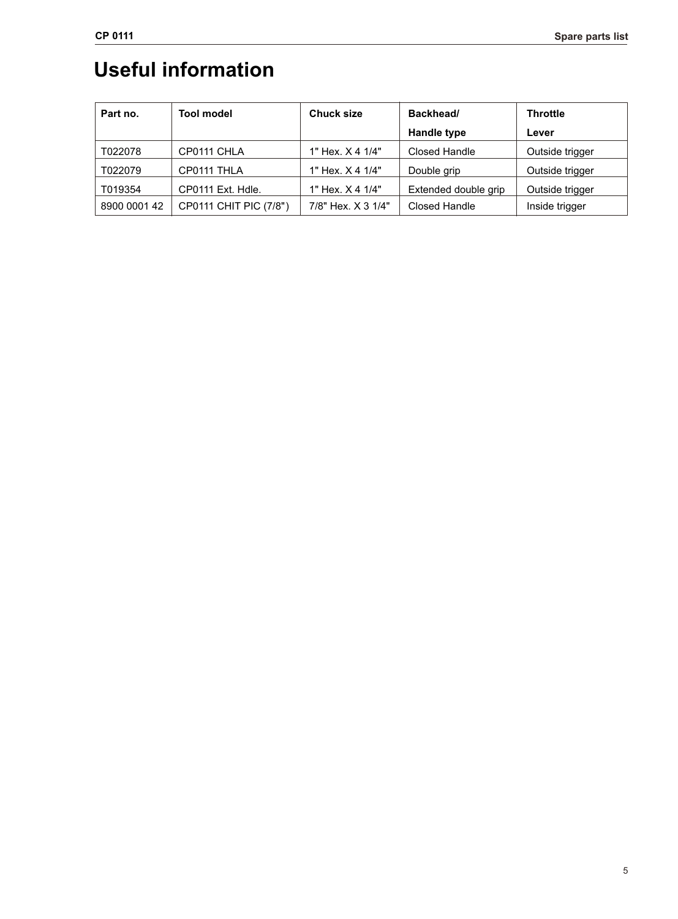# Useful information

| Part no. | Tool model | Chuck size | Backhead/ Handle type | Throttle Lever |
|---|---|---|---|---|
| T022078 | CP0111 CHLA | 1" Hex. X 4 1/4" | Closed Handle | Outside trigger |
| T022079 | CP0111 THLA | 1" Hex. X 4 1/4" | Double grip | Outside trigger |
| T019354 | CP0111 Ext. Hdle. | 1" Hex. X 4 1/4" | Extended double grip | Outside trigger |
| 8900 0001 42 | CP0111 CHIT PIC (7/8") | 7/8" Hex. X 3 1/4" | Closed Handle | Inside trigger |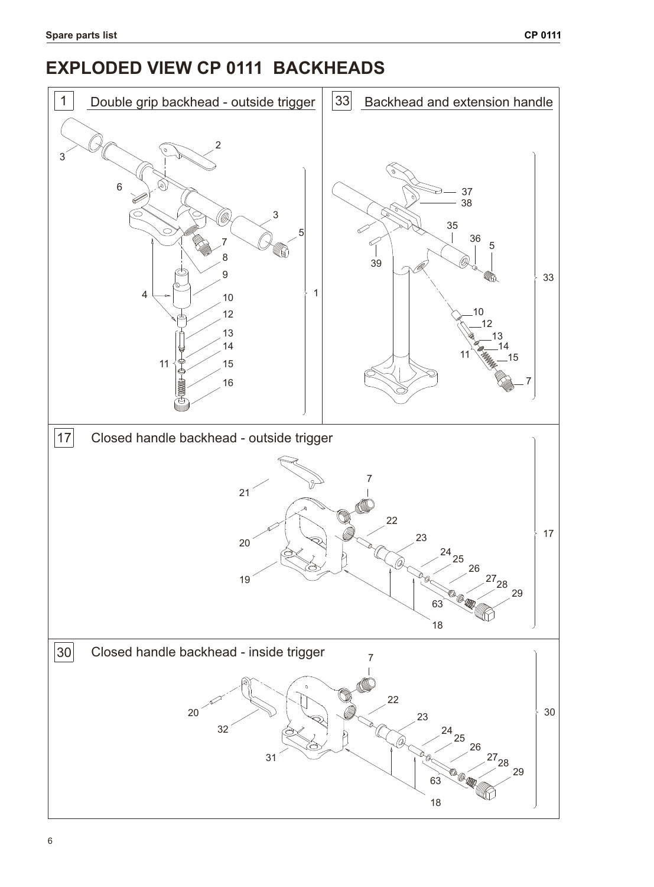# EXPLODED VIEW CP 0111 BACKHEADS

1 Double grip backhead - outside trigger

33 Backhead and extension handle

17 Closed handle backhead - outside trigger

30 Closed handle backhead - inside trigger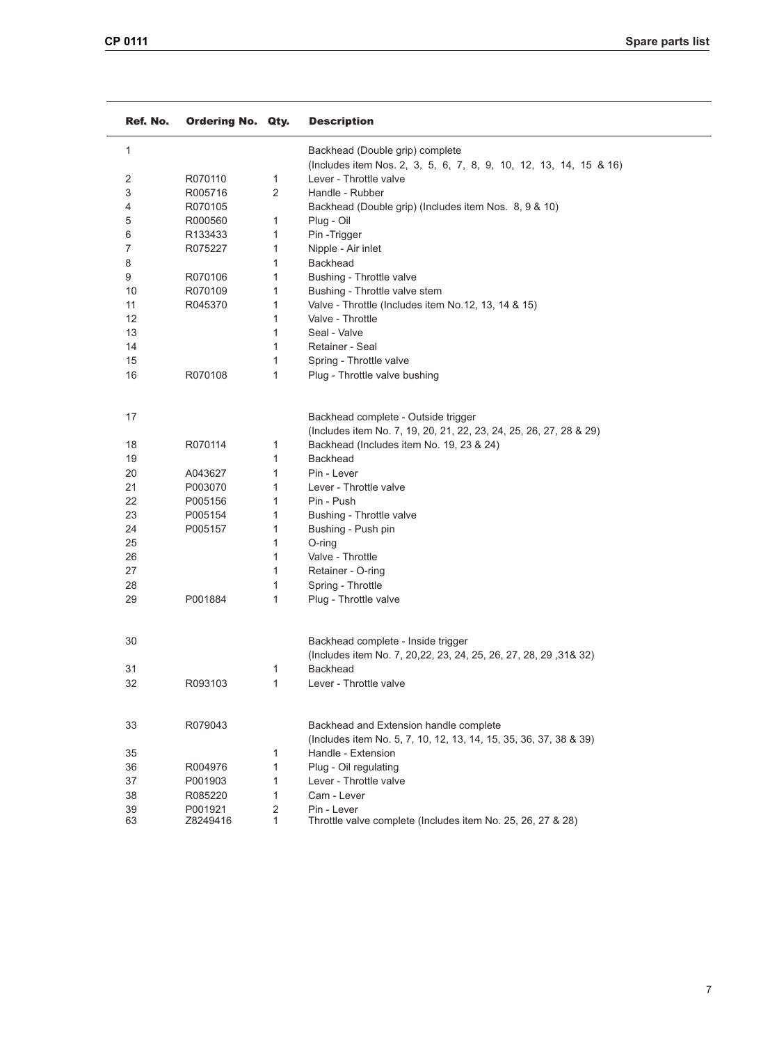| Ref. No. | Ordering No. | Qty. | Description |
|---|---|---|---|
| 1 | | | Backhead (Double grip) complete (Includes item Nos. 2, 3, 5, 6, 7, 8, 9, 10, 12, 13, 14, 15 & 16) |
| 2 | R070110 | 1 | Lever - Throttle valve |
| 3 | R005716 | 2 | Handle - Rubber |
| 4 | R070105 | | Backhead (Double grip) (Includes item Nos. 8, 9 & 10) |
| 5 | R000560 | 1 | Plug - Oil |
| 6 | R133433 | 1 | Pin -Trigger |
| 7 | R075227 | 1 | Nipple - Air inlet |
| 8 | | 1 | Backhead |
| 9 | R070106 | 1 | Bushing - Throttle valve |
| 10 | R070109 | 1 | Bushing - Throttle valve stem |
| 11 | R045370 | 1 | Valve - Throttle (Includes item No.12, 13, 14 & 15) |
| 12 | | 1 | Valve - Throttle |
| 13 | | 1 | Seal - Valve |
| 14 | | 1 | Retainer - Seal |
| 15 | | 1 | Spring - Throttle valve |
| 16 | R070108 | 1 | Plug - Throttle valve bushing |
| 17 | | | Backhead complete - Outside trigger (Includes item No. 7, 19, 20, 21, 22, 23, 24, 25, 26, 27, 28 & 29) |
| 18 | R070114 | 1 | Backhead (Includes item No. 19, 23 & 24) |
| 19 | | 1 | Backhead |
| 20 | A043627 | 1 | Pin - Lever |
| 21 | P003070 | 1 | Lever - Throttle valve |
| 22 | P005156 | 1 | Pin - Push |
| 23 | P005154 | 1 | Bushing - Throttle valve |
| 24 | P005157 | 1 | Bushing - Push pin |
| 25 | | 1 | O-ring |
| 26 | | 1 | Valve - Throttle |
| 27 | | 1 | Retainer - O-ring |
| 28 | | 1 | Spring - Throttle |
| 29 | P001884 | 1 | Plug - Throttle valve |
| 30 | | | Backhead complete - Inside trigger (Includes item No. 7, 20,22, 23, 24, 25, 26, 27, 28, 29 ,31& 32) |
| 31 | | 1 | Backhead |
| 32 | R093103 | 1 | Lever - Throttle valve |
| 33 | R079043 | | Backhead and Extension handle complete (Includes item No. 5, 7, 10, 12, 13, 14, 15, 35, 36, 37, 38 & 39) |
| 35 | | 1 | Handle - Extension |
| 36 | R004976 | 1 | Plug - Oil regulating |
| 37 | P001903 | 1 | Lever - Throttle valve |
| 38 | R085220 | 1 | Cam - Lever |
| 39 | P001921 | 2 | Pin - Lever |
| 63 | Z8249416 | 1 | Throttle valve complete (Includes item No. 25, 26, 27 & 28) |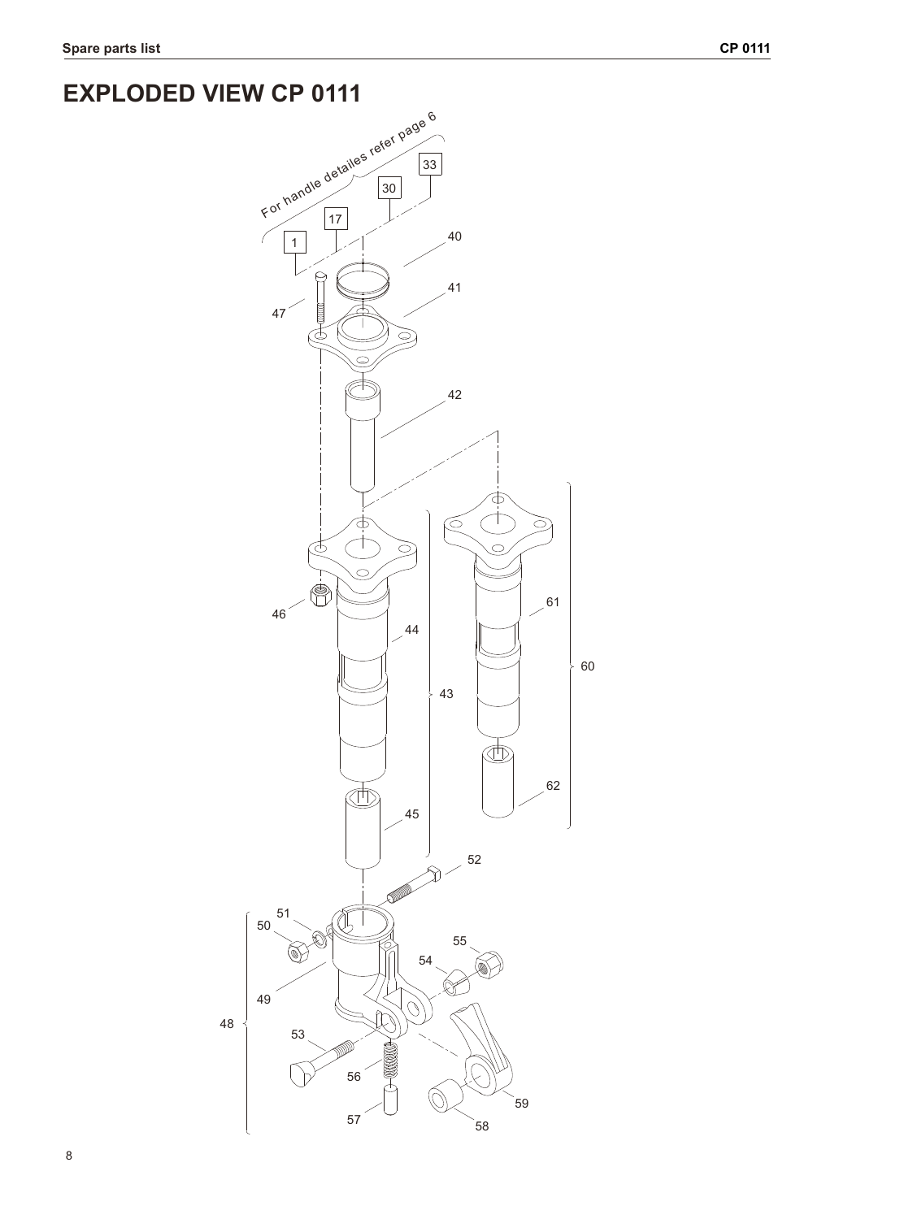# EXPLODED VIEW CP 0111

For handle detailes refer page 6

1 17 30 33

40

41

47

42

46

44

43

45

61

60

62

52

51

50

55

54

49

48

53

56

57

58

59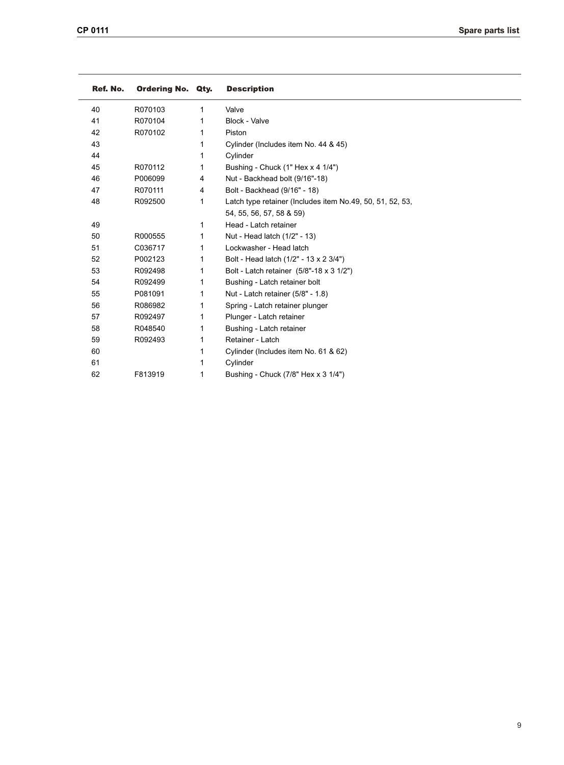| Ref. No. | Ordering No. | Qty. | Description |
|---|---|---|---|
| 40 | R070103 | 1 | Valve |
| 41 | R070104 | 1 | Block - Valve |
| 42 | R070102 | 1 | Piston |
| 43 | | 1 | Cylinder (Includes item No. 44 & 45) |
| 44 | | 1 | Cylinder |
| 45 | R070112 | 1 | Bushing - Chuck (1" Hex x 4 1/4") |
| 46 | P006099 | 4 | Nut - Backhead bolt (9/16"-18) |
| 47 | R070111 | 4 | Bolt - Backhead (9/16" - 18) |
| 48 | R092500 | 1 | Latch type retainer (Includes item No.49, 50, 51, 52, 53, 54, 55, 56, 57, 58 & 59) |
| 49 | | 1 | Head - Latch retainer |
| 50 | R000555 | 1 | Nut - Head latch (1/2" - 13) |
| 51 | C036717 | 1 | Lockwasher - Head latch |
| 52 | P002123 | 1 | Bolt - Head latch (1/2" - 13 x 2 3/4") |
| 53 | R092498 | 1 | Bolt - Latch retainer (5/8"-18 x 3 1/2") |
| 54 | R092499 | 1 | Bushing - Latch retainer bolt |
| 55 | P081091 | 1 | Nut - Latch retainer (5/8" - 1.8) |
| 56 | R086982 | 1 | Spring - Latch retainer plunger |
| 57 | R092497 | 1 | Plunger - Latch retainer |
| 58 | R048540 | 1 | Bushing - Latch retainer |
| 59 | R092493 | 1 | Retainer - Latch |
| 60 | | 1 | Cylinder (Includes item No. 61 & 62) |
| 61 | | 1 | Cylinder |
| 62 | F813919 | 1 | Bushing - Chuck (7/8" Hex x 3 1/4") |